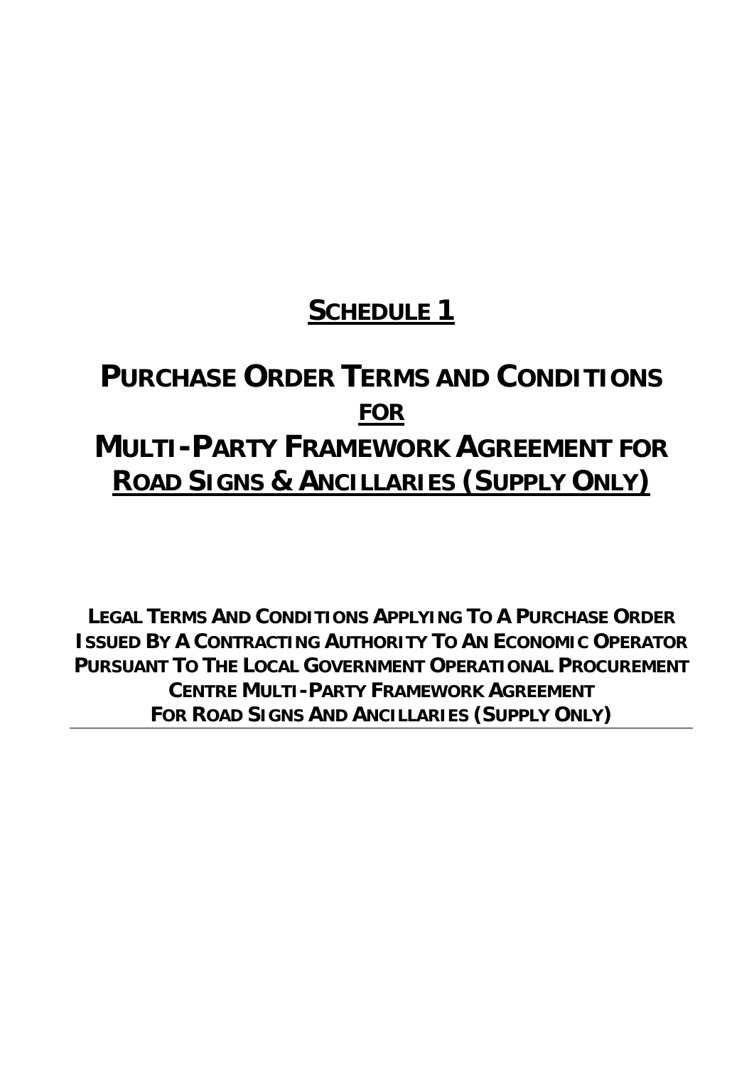# **SCHEDULE 1**

# **PURCHASE ORDER TERMS AND CONDITIONS FOR MULTI-PARTY FRAMEWORK AGREEMENT FOR ROAD SIGNS & ANCILLARIES (SUPPLY ONLY)**

**LEGAL TERMS AND CONDITIONS APPLYING TO A PURCHASE ORDER ISSUED BY A CONTRACTING AUTHORITY TO AN ECONOMIC OPERATOR PURSUANT TO THE LOCAL GOVERNMENT OPERATIONAL PROCUREMENT CENTRE MULTI-PARTY FRAMEWORK AGREEMENT FOR ROAD SIGNS AND ANCILLARIES (SUPPLY ONLY)**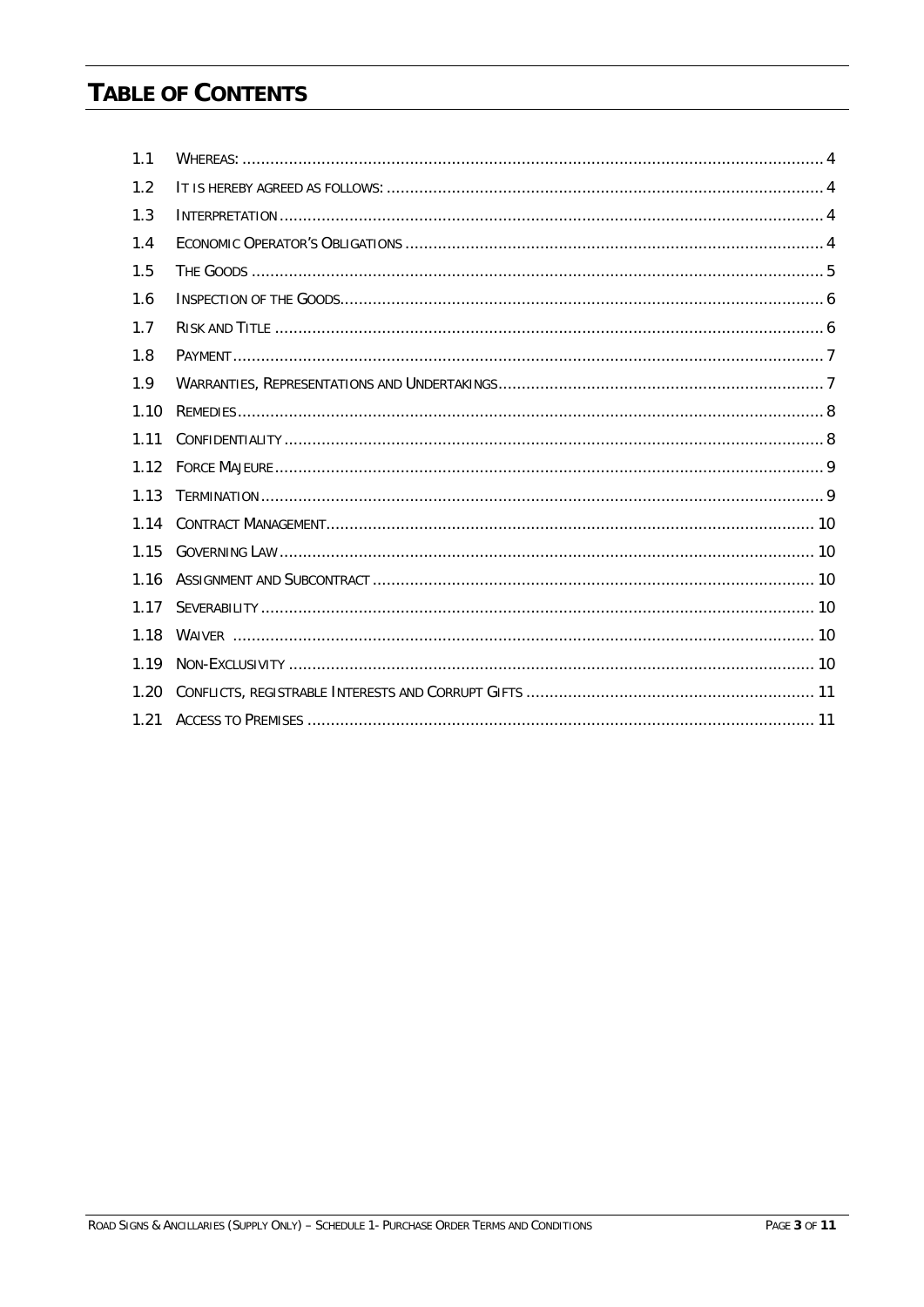# Table of Contents

| | | |
|---|---|---|
| 1.1 | Whereas: | 4 |
| 1.2 | It is hereby agreed as follows: | 4 |
| 1.3 | Interpretation | 4 |
| 1.4 | Economic Operator's Obligations | 4 |
| 1.5 | The Goods | 5 |
| 1.6 | Inspection of the Goods | 6 |
| 1.7 | Risk and Title | 6 |
| 1.8 | Payment | 7 |
| 1.9 | Warranties, Representations and Undertakings | 7 |
| 1.10 | Remedies | 8 |
| 1.11 | Confidentiality | 8 |
| 1.12 | Force Majeure | 9 |
| 1.13 | Termination | 9 |
| 1.14 | Contract Management | 10 |
| 1.15 | Governing Law | 10 |
| 1.16 | Assignment and Subcontract | 10 |
| 1.17 | Severability | 10 |
| 1.18 | Waiver | 10 |
| 1.19 | Non-Exclusivity | 10 |
| 1.20 | Conflicts, registrable Interests and Corrupt Gifts | 11 |
| 1.21 | Access to Premises | 11 |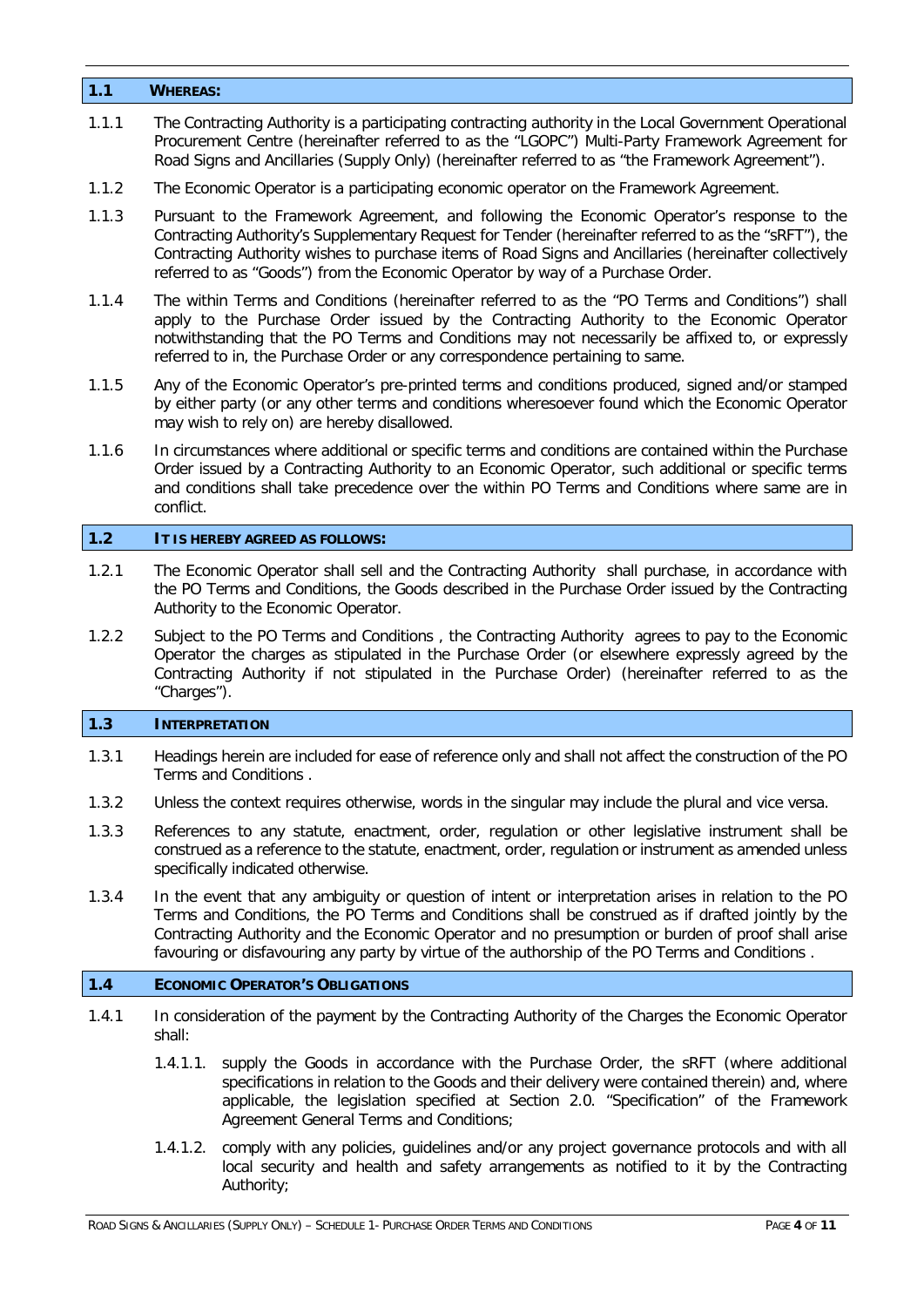## 1.1 WHEREAS:

1.1.1 The Contracting Authority is a participating contracting authority in the Local Government Operational Procurement Centre (hereinafter referred to as the "LGOPC") Multi-Party Framework Agreement for Road Signs and Ancillaries (Supply Only) (hereinafter referred to as "the Framework Agreement").

1.1.2 The Economic Operator is a participating economic operator on the Framework Agreement.

1.1.3 Pursuant to the Framework Agreement, and following the Economic Operator's response to the Contracting Authority's Supplementary Request for Tender (hereinafter referred to as the "sRFT"), the Contracting Authority wishes to purchase items of Road Signs and Ancillaries (hereinafter collectively referred to as "Goods") from the Economic Operator by way of a Purchase Order.

1.1.4 The within Terms and Conditions (hereinafter referred to as the "PO Terms and Conditions") shall apply to the Purchase Order issued by the Contracting Authority to the Economic Operator notwithstanding that the PO Terms and Conditions may not necessarily be affixed to, or expressly referred to in, the Purchase Order or any correspondence pertaining to same.

1.1.5 Any of the Economic Operator's pre-printed terms and conditions produced, signed and/or stamped by either party (or any other terms and conditions wheresoever found which the Economic Operator may wish to rely on) are hereby disallowed.

1.1.6 In circumstances where additional or specific terms and conditions are contained within the Purchase Order issued by a Contracting Authority to an Economic Operator, such additional or specific terms and conditions shall take precedence over the within PO Terms and Conditions where same are in conflict.

## 1.2 IT IS HEREBY AGREED AS FOLLOWS:

1.2.1 The Economic Operator shall sell and the Contracting Authority shall purchase, in accordance with the PO Terms and Conditions, the Goods described in the Purchase Order issued by the Contracting Authority to the Economic Operator.

1.2.2 Subject to the PO Terms and Conditions , the Contracting Authority agrees to pay to the Economic Operator the charges as stipulated in the Purchase Order (or elsewhere expressly agreed by the Contracting Authority if not stipulated in the Purchase Order) (hereinafter referred to as the "Charges").

## 1.3 INTERPRETATION

1.3.1 Headings herein are included for ease of reference only and shall not affect the construction of the PO Terms and Conditions .

1.3.2 Unless the context requires otherwise, words in the singular may include the plural and vice versa.

1.3.3 References to any statute, enactment, order, regulation or other legislative instrument shall be construed as a reference to the statute, enactment, order, regulation or instrument as amended unless specifically indicated otherwise.

1.3.4 In the event that any ambiguity or question of intent or interpretation arises in relation to the PO Terms and Conditions, the PO Terms and Conditions shall be construed as if drafted jointly by the Contracting Authority and the Economic Operator and no presumption or burden of proof shall arise favouring or disfavouring any party by virtue of the authorship of the PO Terms and Conditions .

## 1.4 ECONOMIC OPERATOR'S OBLIGATIONS

1.4.1 In consideration of the payment by the Contracting Authority of the Charges the Economic Operator shall:

1.4.1.1. supply the Goods in accordance with the Purchase Order, the sRFT (where additional specifications in relation to the Goods and their delivery were contained therein) and, where applicable, the legislation specified at Section 2.0. "Specification" of the Framework Agreement General Terms and Conditions;

1.4.1.2. comply with any policies, guidelines and/or any project governance protocols and with all local security and health and safety arrangements as notified to it by the Contracting Authority;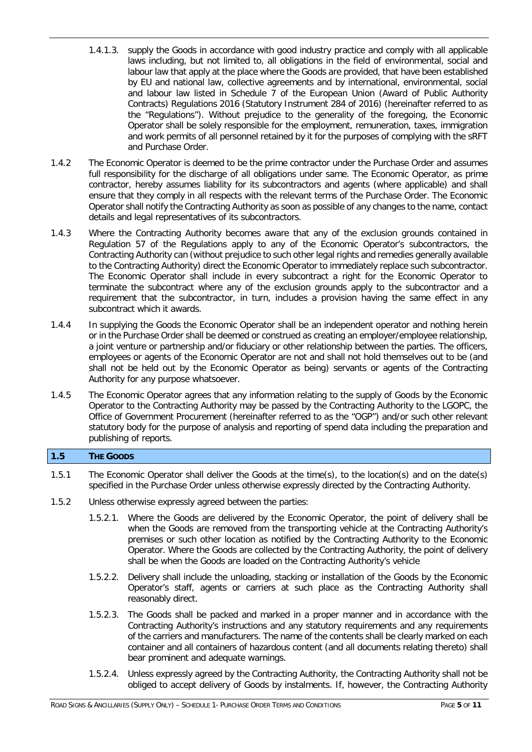1.4.1.3. supply the Goods in accordance with good industry practice and comply with all applicable laws including, but not limited to, all obligations in the field of environmental, social and labour law that apply at the place where the Goods are provided, that have been established by EU and national law, collective agreements and by international, environmental, social and labour law listed in Schedule 7 of the European Union (Award of Public Authority Contracts) Regulations 2016 (Statutory Instrument 284 of 2016) (hereinafter referred to as the "Regulations"). Without prejudice to the generality of the foregoing, the Economic Operator shall be solely responsible for the employment, remuneration, taxes, immigration and work permits of all personnel retained by it for the purposes of complying with the sRFT and Purchase Order.

1.4.2 The Economic Operator is deemed to be the prime contractor under the Purchase Order and assumes full responsibility for the discharge of all obligations under same. The Economic Operator, as prime contractor, hereby assumes liability for its subcontractors and agents (where applicable) and shall ensure that they comply in all respects with the relevant terms of the Purchase Order. The Economic Operator shall notify the Contracting Authority as soon as possible of any changes to the name, contact details and legal representatives of its subcontractors.

1.4.3 Where the Contracting Authority becomes aware that any of the exclusion grounds contained in Regulation 57 of the Regulations apply to any of the Economic Operator's subcontractors, the Contracting Authority can (without prejudice to such other legal rights and remedies generally available to the Contracting Authority) direct the Economic Operator to immediately replace such subcontractor. The Economic Operator shall include in every subcontract a right for the Economic Operator to terminate the subcontract where any of the exclusion grounds apply to the subcontractor and a requirement that the subcontractor, in turn, includes a provision having the same effect in any subcontract which it awards.

1.4.4 In supplying the Goods the Economic Operator shall be an independent operator and nothing herein or in the Purchase Order shall be deemed or construed as creating an employer/employee relationship, a joint venture or partnership and/or fiduciary or other relationship between the parties. The officers, employees or agents of the Economic Operator are not and shall not hold themselves out to be (and shall not be held out by the Economic Operator as being) servants or agents of the Contracting Authority for any purpose whatsoever.

1.4.5 The Economic Operator agrees that any information relating to the supply of Goods by the Economic Operator to the Contracting Authority may be passed by the Contracting Authority to the LGOPC, the Office of Government Procurement (hereinafter referred to as the "OGP") and/or such other relevant statutory body for the purpose of analysis and reporting of spend data including the preparation and publishing of reports.

## 1.5 THE GOODS

1.5.1 The Economic Operator shall deliver the Goods at the time(s), to the location(s) and on the date(s) specified in the Purchase Order unless otherwise expressly directed by the Contracting Authority.

1.5.2 Unless otherwise expressly agreed between the parties:

1.5.2.1. Where the Goods are delivered by the Economic Operator, the point of delivery shall be when the Goods are removed from the transporting vehicle at the Contracting Authority's premises or such other location as notified by the Contracting Authority to the Economic Operator. Where the Goods are collected by the Contracting Authority, the point of delivery shall be when the Goods are loaded on the Contracting Authority's vehicle

1.5.2.2. Delivery shall include the unloading, stacking or installation of the Goods by the Economic Operator's staff, agents or carriers at such place as the Contracting Authority shall reasonably direct.

1.5.2.3. The Goods shall be packed and marked in a proper manner and in accordance with the Contracting Authority's instructions and any statutory requirements and any requirements of the carriers and manufacturers. The name of the contents shall be clearly marked on each container and all containers of hazardous content (and all documents relating thereto) shall bear prominent and adequate warnings.

1.5.2.4. Unless expressly agreed by the Contracting Authority, the Contracting Authority shall not be obliged to accept delivery of Goods by instalments. If, however, the Contracting Authority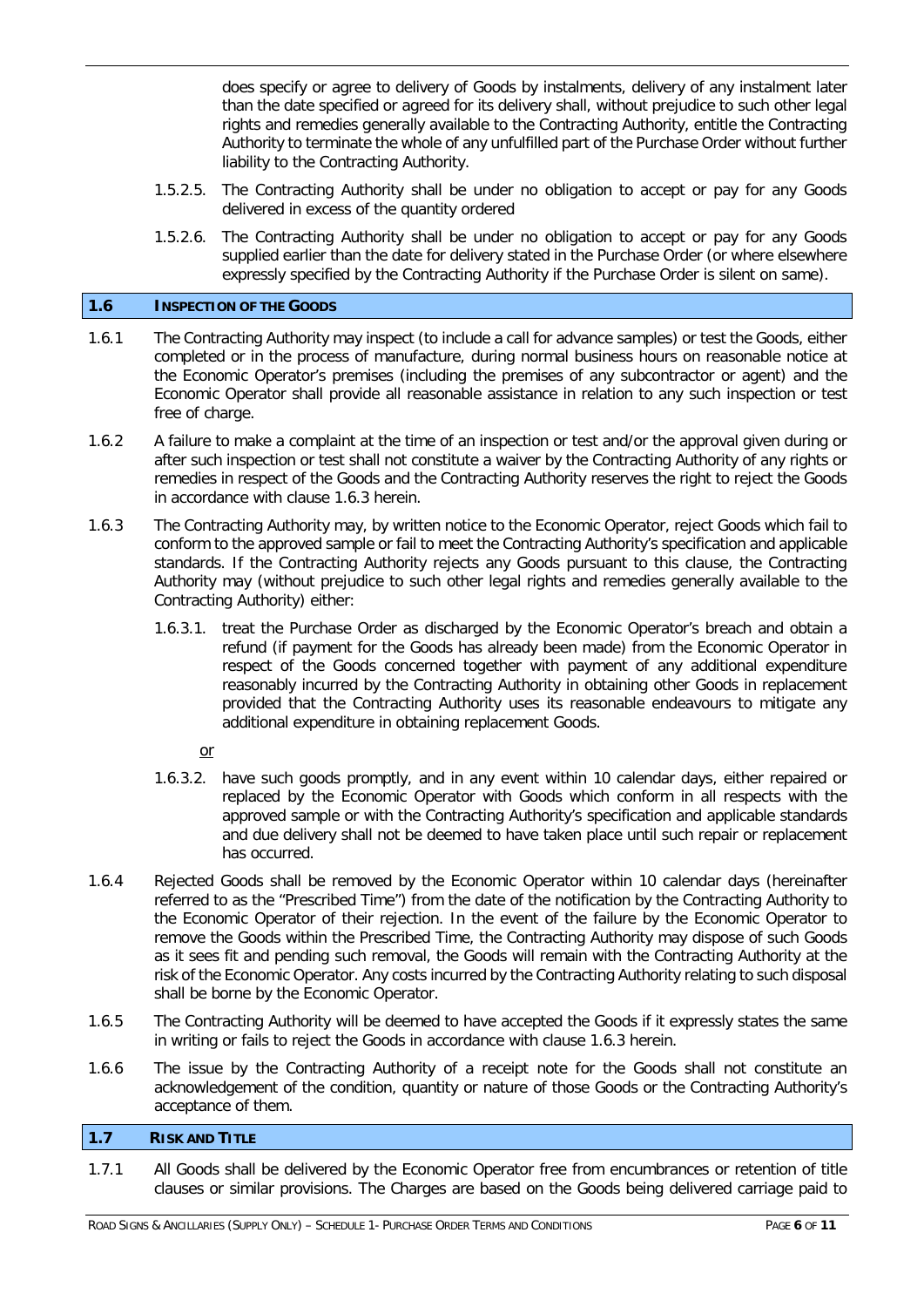does specify or agree to delivery of Goods by instalments, delivery of any instalment later than the date specified or agreed for its delivery shall, without prejudice to such other legal rights and remedies generally available to the Contracting Authority, entitle the Contracting Authority to terminate the whole of any unfulfilled part of the Purchase Order without further liability to the Contracting Authority.

1.5.2.5. The Contracting Authority shall be under no obligation to accept or pay for any Goods delivered in excess of the quantity ordered

1.5.2.6. The Contracting Authority shall be under no obligation to accept or pay for any Goods supplied earlier than the date for delivery stated in the Purchase Order (or where elsewhere expressly specified by the Contracting Authority if the Purchase Order is silent on same).

## 1.6 INSPECTION OF THE GOODS

1.6.1 The Contracting Authority may inspect (to include a call for advance samples) or test the Goods, either completed or in the process of manufacture, during normal business hours on reasonable notice at the Economic Operator's premises (including the premises of any subcontractor or agent) and the Economic Operator shall provide all reasonable assistance in relation to any such inspection or test free of charge.

1.6.2 A failure to make a complaint at the time of an inspection or test and/or the approval given during or after such inspection or test shall not constitute a waiver by the Contracting Authority of any rights or remedies in respect of the Goods and the Contracting Authority reserves the right to reject the Goods in accordance with clause 1.6.3 herein.

1.6.3 The Contracting Authority may, by written notice to the Economic Operator, reject Goods which fail to conform to the approved sample or fail to meet the Contracting Authority's specification and applicable standards. If the Contracting Authority rejects any Goods pursuant to this clause, the Contracting Authority may (without prejudice to such other legal rights and remedies generally available to the Contracting Authority) either:

1.6.3.1. treat the Purchase Order as discharged by the Economic Operator's breach and obtain a refund (if payment for the Goods has already been made) from the Economic Operator in respect of the Goods concerned together with payment of any additional expenditure reasonably incurred by the Contracting Authority in obtaining other Goods in replacement provided that the Contracting Authority uses its reasonable endeavours to mitigate any additional expenditure in obtaining replacement Goods.

or

1.6.3.2. have such goods promptly, and in any event within 10 calendar days, either repaired or replaced by the Economic Operator with Goods which conform in all respects with the approved sample or with the Contracting Authority's specification and applicable standards and due delivery shall not be deemed to have taken place until such repair or replacement has occurred.

1.6.4 Rejected Goods shall be removed by the Economic Operator within 10 calendar days (hereinafter referred to as the "Prescribed Time") from the date of the notification by the Contracting Authority to the Economic Operator of their rejection. In the event of the failure by the Economic Operator to remove the Goods within the Prescribed Time, the Contracting Authority may dispose of such Goods as it sees fit and pending such removal, the Goods will remain with the Contracting Authority at the risk of the Economic Operator. Any costs incurred by the Contracting Authority relating to such disposal shall be borne by the Economic Operator.

1.6.5 The Contracting Authority will be deemed to have accepted the Goods if it expressly states the same in writing or fails to reject the Goods in accordance with clause 1.6.3 herein.

1.6.6 The issue by the Contracting Authority of a receipt note for the Goods shall not constitute an acknowledgement of the condition, quantity or nature of those Goods or the Contracting Authority's acceptance of them.

## 1.7 RISK AND TITLE

1.7.1 All Goods shall be delivered by the Economic Operator free from encumbrances or retention of title clauses or similar provisions. The Charges are based on the Goods being delivered carriage paid to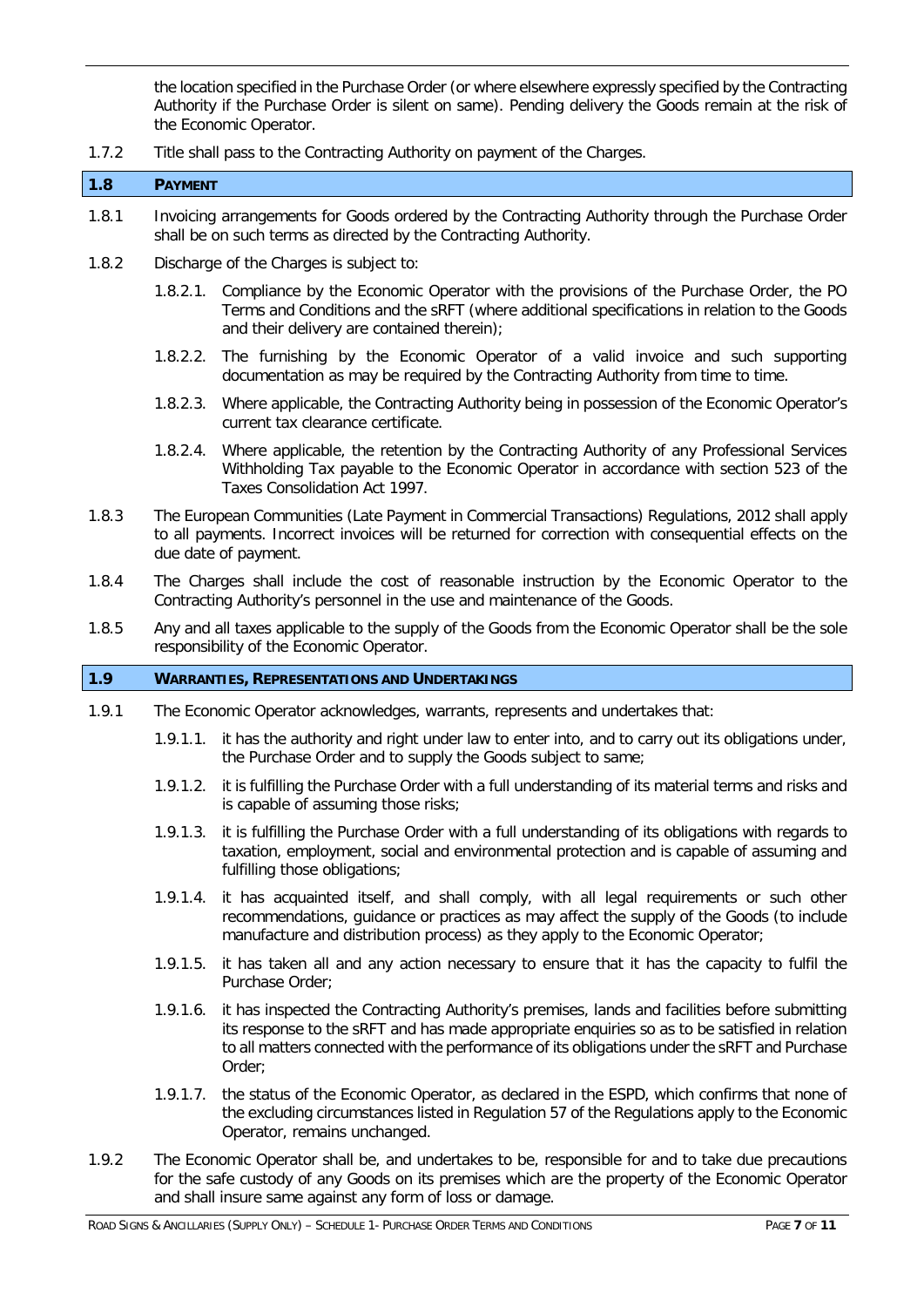the location specified in the Purchase Order (or where elsewhere expressly specified by the Contracting Authority if the Purchase Order is silent on same). Pending delivery the Goods remain at the risk of the Economic Operator.

1.7.2 Title shall pass to the Contracting Authority on payment of the Charges.

## 1.8 PAYMENT

1.8.1 Invoicing arrangements for Goods ordered by the Contracting Authority through the Purchase Order shall be on such terms as directed by the Contracting Authority.

1.8.2 Discharge of the Charges is subject to:

1.8.2.1. Compliance by the Economic Operator with the provisions of the Purchase Order, the PO Terms and Conditions and the sRFT (where additional specifications in relation to the Goods and their delivery are contained therein);

1.8.2.2. The furnishing by the Economic Operator of a valid invoice and such supporting documentation as may be required by the Contracting Authority from time to time.

1.8.2.3. Where applicable, the Contracting Authority being in possession of the Economic Operator's current tax clearance certificate.

1.8.2.4. Where applicable, the retention by the Contracting Authority of any Professional Services Withholding Tax payable to the Economic Operator in accordance with section 523 of the Taxes Consolidation Act 1997.

1.8.3 The European Communities (Late Payment in Commercial Transactions) Regulations, 2012 shall apply to all payments. Incorrect invoices will be returned for correction with consequential effects on the due date of payment.

1.8.4 The Charges shall include the cost of reasonable instruction by the Economic Operator to the Contracting Authority's personnel in the use and maintenance of the Goods.

1.8.5 Any and all taxes applicable to the supply of the Goods from the Economic Operator shall be the sole responsibility of the Economic Operator.

## 1.9 WARRANTIES, REPRESENTATIONS AND UNDERTAKINGS

1.9.1 The Economic Operator acknowledges, warrants, represents and undertakes that:

1.9.1.1. it has the authority and right under law to enter into, and to carry out its obligations under, the Purchase Order and to supply the Goods subject to same;

1.9.1.2. it is fulfilling the Purchase Order with a full understanding of its material terms and risks and is capable of assuming those risks;

1.9.1.3. it is fulfilling the Purchase Order with a full understanding of its obligations with regards to taxation, employment, social and environmental protection and is capable of assuming and fulfilling those obligations;

1.9.1.4. it has acquainted itself, and shall comply, with all legal requirements or such other recommendations, guidance or practices as may affect the supply of the Goods (to include manufacture and distribution process) as they apply to the Economic Operator;

1.9.1.5. it has taken all and any action necessary to ensure that it has the capacity to fulfil the Purchase Order;

1.9.1.6. it has inspected the Contracting Authority's premises, lands and facilities before submitting its response to the sRFT and has made appropriate enquiries so as to be satisfied in relation to all matters connected with the performance of its obligations under the sRFT and Purchase Order;

1.9.1.7. the status of the Economic Operator, as declared in the ESPD, which confirms that none of the excluding circumstances listed in Regulation 57 of the Regulations apply to the Economic Operator, remains unchanged.

1.9.2 The Economic Operator shall be, and undertakes to be, responsible for and to take due precautions for the safe custody of any Goods on its premises which are the property of the Economic Operator and shall insure same against any form of loss or damage.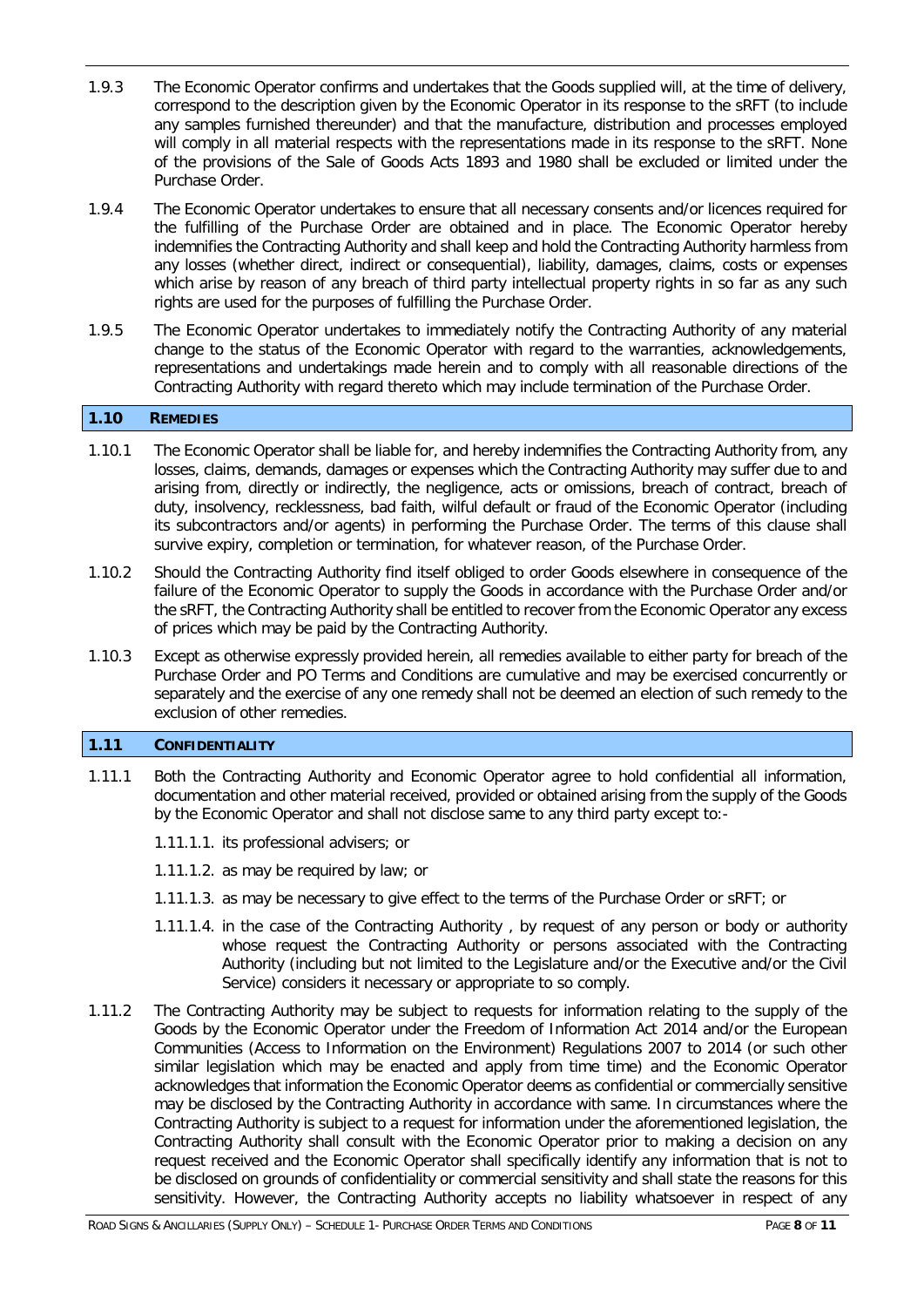1.9.3 The Economic Operator confirms and undertakes that the Goods supplied will, at the time of delivery, correspond to the description given by the Economic Operator in its response to the sRFT (to include any samples furnished thereunder) and that the manufacture, distribution and processes employed will comply in all material respects with the representations made in its response to the sRFT. None of the provisions of the Sale of Goods Acts 1893 and 1980 shall be excluded or limited under the Purchase Order.

1.9.4 The Economic Operator undertakes to ensure that all necessary consents and/or licences required for the fulfilling of the Purchase Order are obtained and in place. The Economic Operator hereby indemnifies the Contracting Authority and shall keep and hold the Contracting Authority harmless from any losses (whether direct, indirect or consequential), liability, damages, claims, costs or expenses which arise by reason of any breach of third party intellectual property rights in so far as any such rights are used for the purposes of fulfilling the Purchase Order.

1.9.5 The Economic Operator undertakes to immediately notify the Contracting Authority of any material change to the status of the Economic Operator with regard to the warranties, acknowledgements, representations and undertakings made herein and to comply with all reasonable directions of the Contracting Authority with regard thereto which may include termination of the Purchase Order.

## 1.10 REMEDIES

1.10.1 The Economic Operator shall be liable for, and hereby indemnifies the Contracting Authority from, any losses, claims, demands, damages or expenses which the Contracting Authority may suffer due to and arising from, directly or indirectly, the negligence, acts or omissions, breach of contract, breach of duty, insolvency, recklessness, bad faith, wilful default or fraud of the Economic Operator (including its subcontractors and/or agents) in performing the Purchase Order. The terms of this clause shall survive expiry, completion or termination, for whatever reason, of the Purchase Order.

1.10.2 Should the Contracting Authority find itself obliged to order Goods elsewhere in consequence of the failure of the Economic Operator to supply the Goods in accordance with the Purchase Order and/or the sRFT, the Contracting Authority shall be entitled to recover from the Economic Operator any excess of prices which may be paid by the Contracting Authority.

1.10.3 Except as otherwise expressly provided herein, all remedies available to either party for breach of the Purchase Order and PO Terms and Conditions are cumulative and may be exercised concurrently or separately and the exercise of any one remedy shall not be deemed an election of such remedy to the exclusion of other remedies.

## 1.11 CONFIDENTIALITY

1.11.1 Both the Contracting Authority and Economic Operator agree to hold confidential all information, documentation and other material received, provided or obtained arising from the supply of the Goods by the Economic Operator and shall not disclose same to any third party except to:-

1.11.1.1. its professional advisers; or

1.11.1.2. as may be required by law; or

1.11.1.3. as may be necessary to give effect to the terms of the Purchase Order or sRFT; or

1.11.1.4. in the case of the Contracting Authority , by request of any person or body or authority whose request the Contracting Authority or persons associated with the Contracting Authority (including but not limited to the Legislature and/or the Executive and/or the Civil Service) considers it necessary or appropriate to so comply.

1.11.2 The Contracting Authority may be subject to requests for information relating to the supply of the Goods by the Economic Operator under the Freedom of Information Act 2014 and/or the European Communities (Access to Information on the Environment) Regulations 2007 to 2014 (or such other similar legislation which may be enacted and apply from time time) and the Economic Operator acknowledges that information the Economic Operator deems as confidential or commercially sensitive may be disclosed by the Contracting Authority in accordance with same. In circumstances where the Contracting Authority is subject to a request for information under the aforementioned legislation, the Contracting Authority shall consult with the Economic Operator prior to making a decision on any request received and the Economic Operator shall specifically identify any information that is not to be disclosed on grounds of confidentiality or commercial sensitivity and shall state the reasons for this sensitivity. However, the Contracting Authority accepts no liability whatsoever in respect of any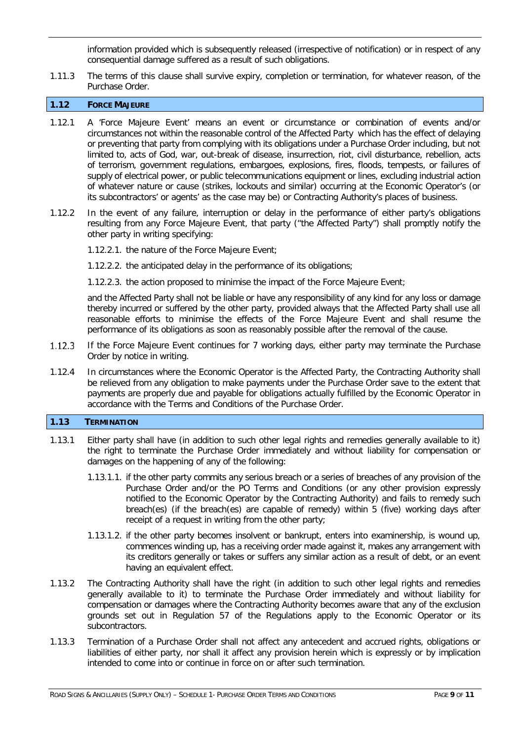information provided which is subsequently released (irrespective of notification) or in respect of any consequential damage suffered as a result of such obligations.

1.11.3 The terms of this clause shall survive expiry, completion or termination, for whatever reason, of the Purchase Order.

## 1.12 FORCE MAJEURE

1.12.1 A 'Force Majeure Event' means an event or circumstance or combination of events and/or circumstances not within the reasonable control of the Affected Party which has the effect of delaying or preventing that party from complying with its obligations under a Purchase Order including, but not limited to, acts of God, war, out-break of disease, insurrection, riot, civil disturbance, rebellion, acts of terrorism, government regulations, embargoes, explosions, fires, floods, tempests, or failures of supply of electrical power, or public telecommunications equipment or lines, excluding industrial action of whatever nature or cause (strikes, lockouts and similar) occurring at the Economic Operator's (or its subcontractors' or agents' as the case may be) or Contracting Authority's places of business.

1.12.2 In the event of any failure, interruption or delay in the performance of either party's obligations resulting from any Force Majeure Event, that party ("the Affected Party") shall promptly notify the other party in writing specifying:

1.12.2.1. the nature of the Force Majeure Event;

1.12.2.2. the anticipated delay in the performance of its obligations;

1.12.2.3. the action proposed to minimise the impact of the Force Majeure Event;

and the Affected Party shall not be liable or have any responsibility of any kind for any loss or damage thereby incurred or suffered by the other party, provided always that the Affected Party shall use all reasonable efforts to minimise the effects of the Force Majeure Event and shall resume the performance of its obligations as soon as reasonably possible after the removal of the cause.

1.12.3 If the Force Majeure Event continues for 7 working days, either party may terminate the Purchase Order by notice in writing.

1.12.4 In circumstances where the Economic Operator is the Affected Party, the Contracting Authority shall be relieved from any obligation to make payments under the Purchase Order save to the extent that payments are properly due and payable for obligations actually fulfilled by the Economic Operator in accordance with the Terms and Conditions of the Purchase Order.

## 1.13 TERMINATION

1.13.1 Either party shall have (in addition to such other legal rights and remedies generally available to it) the right to terminate the Purchase Order immediately and without liability for compensation or damages on the happening of any of the following:

1.13.1.1. if the other party commits any serious breach or a series of breaches of any provision of the Purchase Order and/or the PO Terms and Conditions (or any other provision expressly notified to the Economic Operator by the Contracting Authority) and fails to remedy such breach(es) (if the breach(es) are capable of remedy) within 5 (five) working days after receipt of a request in writing from the other party;

1.13.1.2. if the other party becomes insolvent or bankrupt, enters into examinership, is wound up, commences winding up, has a receiving order made against it, makes any arrangement with its creditors generally or takes or suffers any similar action as a result of debt, or an event having an equivalent effect.

1.13.2 The Contracting Authority shall have the right (in addition to such other legal rights and remedies generally available to it) to terminate the Purchase Order immediately and without liability for compensation or damages where the Contracting Authority becomes aware that any of the exclusion grounds set out in Regulation 57 of the Regulations apply to the Economic Operator or its subcontractors.

1.13.3 Termination of a Purchase Order shall not affect any antecedent and accrued rights, obligations or liabilities of either party, nor shall it affect any provision herein which is expressly or by implication intended to come into or continue in force on or after such termination.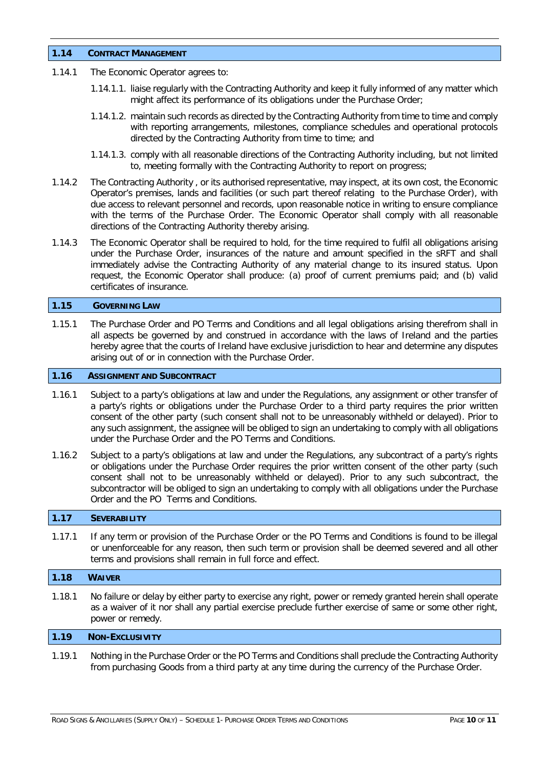## 1.14 CONTRACT MANAGEMENT

1.14.1 The Economic Operator agrees to:

1.14.1.1. liaise regularly with the Contracting Authority and keep it fully informed of any matter which might affect its performance of its obligations under the Purchase Order;

1.14.1.2. maintain such records as directed by the Contracting Authority from time to time and comply with reporting arrangements, milestones, compliance schedules and operational protocols directed by the Contracting Authority from time to time; and

1.14.1.3. comply with all reasonable directions of the Contracting Authority including, but not limited to, meeting formally with the Contracting Authority to report on progress;

1.14.2 The Contracting Authority , or its authorised representative, may inspect, at its own cost, the Economic Operator's premises, lands and facilities (or such part thereof relating to the Purchase Order), with due access to relevant personnel and records, upon reasonable notice in writing to ensure compliance with the terms of the Purchase Order. The Economic Operator shall comply with all reasonable directions of the Contracting Authority thereby arising.

1.14.3 The Economic Operator shall be required to hold, for the time required to fulfil all obligations arising under the Purchase Order, insurances of the nature and amount specified in the sRFT and shall immediately advise the Contracting Authority of any material change to its insured status. Upon request, the Economic Operator shall produce: (a) proof of current premiums paid; and (b) valid certificates of insurance.

## 1.15 GOVERNING LAW

1.15.1 The Purchase Order and PO Terms and Conditions and all legal obligations arising therefrom shall in all aspects be governed by and construed in accordance with the laws of Ireland and the parties hereby agree that the courts of Ireland have exclusive jurisdiction to hear and determine any disputes arising out of or in connection with the Purchase Order.

## 1.16 ASSIGNMENT AND SUBCONTRACT

1.16.1 Subject to a party's obligations at law and under the Regulations, any assignment or other transfer of a party's rights or obligations under the Purchase Order to a third party requires the prior written consent of the other party (such consent shall not to be unreasonably withheld or delayed). Prior to any such assignment, the assignee will be obliged to sign an undertaking to comply with all obligations under the Purchase Order and the PO Terms and Conditions.

1.16.2 Subject to a party's obligations at law and under the Regulations, any subcontract of a party's rights or obligations under the Purchase Order requires the prior written consent of the other party (such consent shall not to be unreasonably withheld or delayed). Prior to any such subcontract, the subcontractor will be obliged to sign an undertaking to comply with all obligations under the Purchase Order and the PO Terms and Conditions.

## 1.17 SEVERABILITY

1.17.1 If any term or provision of the Purchase Order or the PO Terms and Conditions is found to be illegal or unenforceable for any reason, then such term or provision shall be deemed severed and all other terms and provisions shall remain in full force and effect.

## 1.18 WAIVER

1.18.1 No failure or delay by either party to exercise any right, power or remedy granted herein shall operate as a waiver of it nor shall any partial exercise preclude further exercise of same or some other right, power or remedy.

## 1.19 NON-EXCLUSIVITY

1.19.1 Nothing in the Purchase Order or the PO Terms and Conditions shall preclude the Contracting Authority from purchasing Goods from a third party at any time during the currency of the Purchase Order.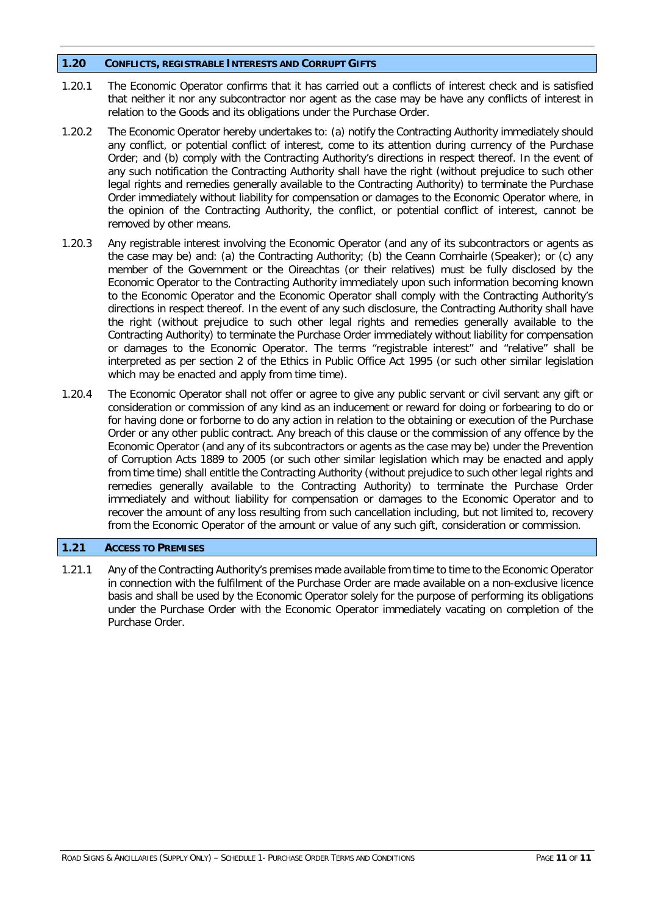## 1.20 Conflicts, Registrable Interests and Corrupt Gifts

1.20.1 The Economic Operator confirms that it has carried out a conflicts of interest check and is satisfied that neither it nor any subcontractor nor agent as the case may be have any conflicts of interest in relation to the Goods and its obligations under the Purchase Order.

1.20.2 The Economic Operator hereby undertakes to: (a) notify the Contracting Authority immediately should any conflict, or potential conflict of interest, come to its attention during currency of the Purchase Order; and (b) comply with the Contracting Authority's directions in respect thereof. In the event of any such notification the Contracting Authority shall have the right (without prejudice to such other legal rights and remedies generally available to the Contracting Authority) to terminate the Purchase Order immediately without liability for compensation or damages to the Economic Operator where, in the opinion of the Contracting Authority, the conflict, or potential conflict of interest, cannot be removed by other means.

1.20.3 Any registrable interest involving the Economic Operator (and any of its subcontractors or agents as the case may be) and: (a) the Contracting Authority; (b) the Ceann Comhairle (Speaker); or (c) any member of the Government or the Oireachtas (or their relatives) must be fully disclosed by the Economic Operator to the Contracting Authority immediately upon such information becoming known to the Economic Operator and the Economic Operator shall comply with the Contracting Authority's directions in respect thereof. In the event of any such disclosure, the Contracting Authority shall have the right (without prejudice to such other legal rights and remedies generally available to the Contracting Authority) to terminate the Purchase Order immediately without liability for compensation or damages to the Economic Operator. The terms "registrable interest" and "relative" shall be interpreted as per section 2 of the Ethics in Public Office Act 1995 (or such other similar legislation which may be enacted and apply from time time).

1.20.4 The Economic Operator shall not offer or agree to give any public servant or civil servant any gift or consideration or commission of any kind as an inducement or reward for doing or forbearing to do or for having done or forborne to do any action in relation to the obtaining or execution of the Purchase Order or any other public contract. Any breach of this clause or the commission of any offence by the Economic Operator (and any of its subcontractors or agents as the case may be) under the Prevention of Corruption Acts 1889 to 2005 (or such other similar legislation which may be enacted and apply from time time) shall entitle the Contracting Authority (without prejudice to such other legal rights and remedies generally available to the Contracting Authority) to terminate the Purchase Order immediately and without liability for compensation or damages to the Economic Operator and to recover the amount of any loss resulting from such cancellation including, but not limited to, recovery from the Economic Operator of the amount or value of any such gift, consideration or commission.

## 1.21 Access to Premises

1.21.1 Any of the Contracting Authority's premises made available from time to time to the Economic Operator in connection with the fulfilment of the Purchase Order are made available on a non-exclusive licence basis and shall be used by the Economic Operator solely for the purpose of performing its obligations under the Purchase Order with the Economic Operator immediately vacating on completion of the Purchase Order.